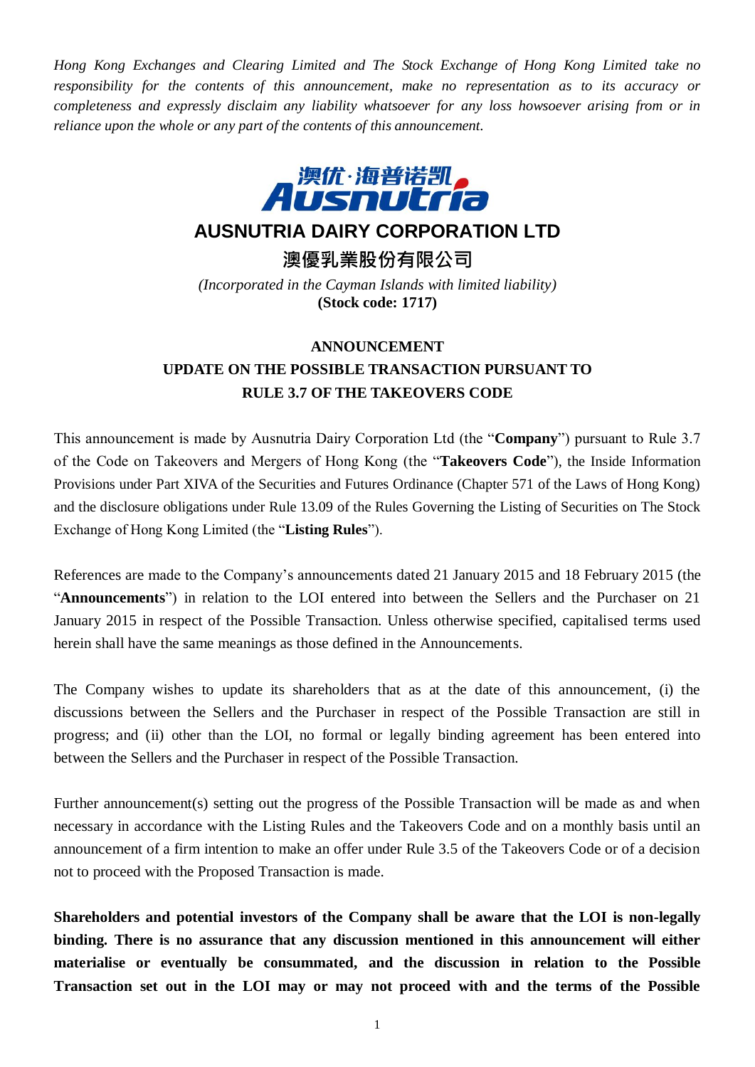*Hong Kong Exchanges and Clearing Limited and The Stock Exchange of Hong Kong Limited take no responsibility for the contents of this announcement, make no representation as to its accuracy or completeness and expressly disclaim any liability whatsoever for any loss howsoever arising from or in reliance upon the whole or any part of the contents of this announcement.*

# AUSNUTRIA DAIRY CORPORATION LTD

# 澳優乳業股份有限公司

*(Incorporated in the Cayman Islands with limited liability)*

**(Stock code: 1717)**

## ANNOUNCEMENT
## UPDATE ON THE POSSIBLE TRANSACTION PURSUANT TO RULE 3.7 OF THE TAKEOVERS CODE

This announcement is made by Ausnutria Dairy Corporation Ltd (the "**Company**") pursuant to Rule 3.7 of the Code on Takeovers and Mergers of Hong Kong (the "**Takeovers Code**"), the Inside Information Provisions under Part XIVA of the Securities and Futures Ordinance (Chapter 571 of the Laws of Hong Kong) and the disclosure obligations under Rule 13.09 of the Rules Governing the Listing of Securities on The Stock Exchange of Hong Kong Limited (the "**Listing Rules**").

References are made to the Company's announcements dated 21 January 2015 and 18 February 2015 (the "**Announcements**") in relation to the LOI entered into between the Sellers and the Purchaser on 21 January 2015 in respect of the Possible Transaction. Unless otherwise specified, capitalised terms used herein shall have the same meanings as those defined in the Announcements.

The Company wishes to update its shareholders that as at the date of this announcement, (i) the discussions between the Sellers and the Purchaser in respect of the Possible Transaction are still in progress; and (ii) other than the LOI, no formal or legally binding agreement has been entered into between the Sellers and the Purchaser in respect of the Possible Transaction.

Further announcement(s) setting out the progress of the Possible Transaction will be made as and when necessary in accordance with the Listing Rules and the Takeovers Code and on a monthly basis until an announcement of a firm intention to make an offer under Rule 3.5 of the Takeovers Code or of a decision not to proceed with the Proposed Transaction is made.

**Shareholders and potential investors of the Company shall be aware that the LOI is non-legally binding. There is no assurance that any discussion mentioned in this announcement will either materialise or eventually be consummated, and the discussion in relation to the Possible Transaction set out in the LOI may or may not proceed with and the terms of the Possible**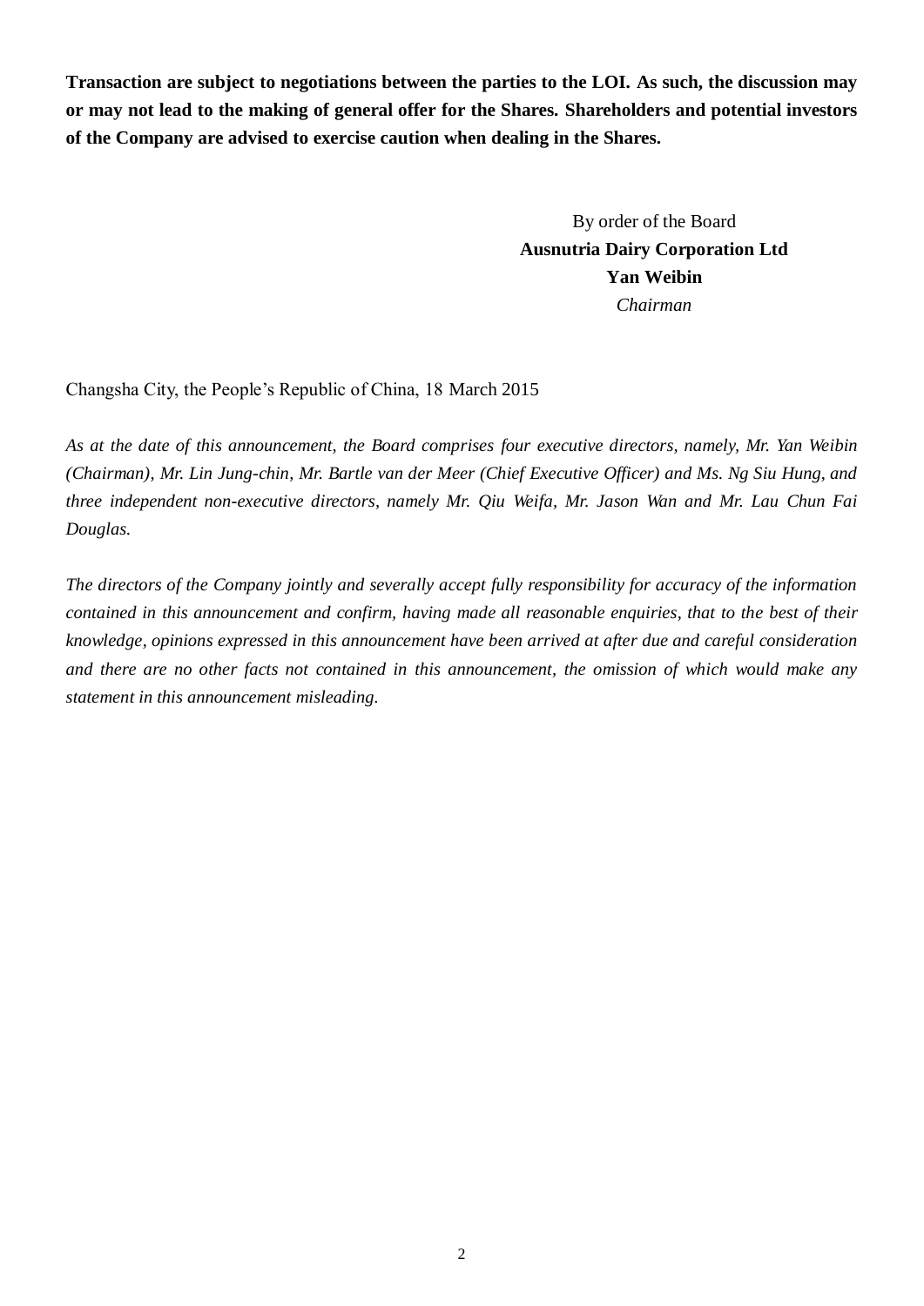**Transaction are subject to negotiations between the parties to the LOI. As such, the discussion may or may not lead to the making of general offer for the Shares. Shareholders and potential investors of the Company are advised to exercise caution when dealing in the Shares.**

By order of the Board
**Ausnutria Dairy Corporation Ltd**
**Yan Weibin**
*Chairman*

Changsha City, the People's Republic of China, 18 March 2015

*As at the date of this announcement, the Board comprises four executive directors, namely, Mr. Yan Weibin (Chairman), Mr. Lin Jung-chin, Mr. Bartle van der Meer (Chief Executive Officer) and Ms. Ng Siu Hung, and three independent non-executive directors, namely Mr. Qiu Weifa, Mr. Jason Wan and Mr. Lau Chun Fai Douglas.*

*The directors of the Company jointly and severally accept fully responsibility for accuracy of the information contained in this announcement and confirm, having made all reasonable enquiries, that to the best of their knowledge, opinions expressed in this announcement have been arrived at after due and careful consideration and there are no other facts not contained in this announcement, the omission of which would make any statement in this announcement misleading.*